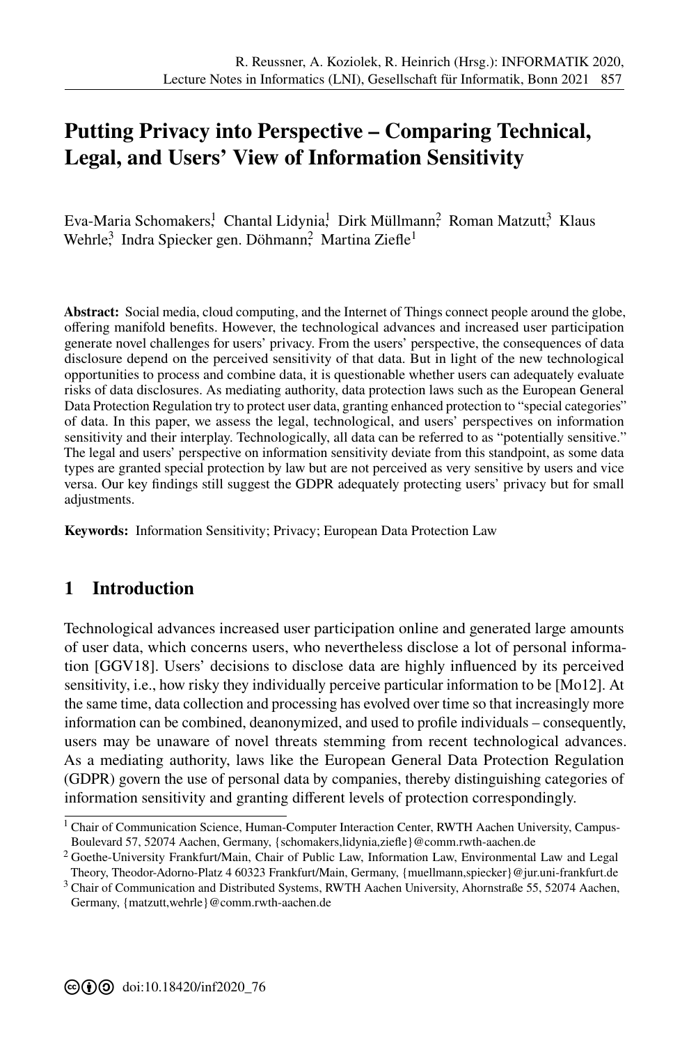# Putting Privacy into Perspective – Comparing Technical, Legal, and Users' View of Information Sensitivity

Eva-Maria Schomakers[1] Chantal Lidynia[1] Dirk Müllmann[2] Roman Matzutt[3] Klaus Wehrle[3] Indra Spiecker gen. Döhmann[2] Martina Ziefle[1]

**Abstract:** Social media, cloud computing, and the Internet of Things connect people around the globe, offering manifold benefits. However, the technological advances and increased user participation generate novel challenges for users' privacy. From the users' perspective, the consequences of data disclosure depend on the perceived sensitivity of that data. But in light of the new technological opportunities to process and combine data, it is questionable whether users can adequately evaluate risks of data disclosures. As mediating authority, data protection laws such as the European General Data Protection Regulation try to protect user data, granting enhanced protection to "special categories" of data. In this paper, we assess the legal, technological, and users' perspectives on information sensitivity and their interplay. Technologically, all data can be referred to as "potentially sensitive." The legal and users' perspective on information sensitivity deviate from this standpoint, as some data types are granted special protection by law but are not perceived as very sensitive by users and vice versa. Our key findings still suggest the GDPR adequately protecting users' privacy but for small adjustments.

**Keywords:** Information Sensitivity; Privacy; European Data Protection Law

## 1 Introduction

Technological advances increased user participation online and generated large amounts of user data, which concerns users, who nevertheless disclose a lot of personal information [GGV18]. Users' decisions to disclose data are highly influenced by its perceived sensitivity, i.e., how risky they individually perceive particular information to be [Mo12]. At the same time, data collection and processing has evolved over time so that increasingly more information can be combined, deanonymized, and used to profile individuals – consequently, users may be unaware of novel threats stemming from recent technological advances. As a mediating authority, laws like the European General Data Protection Regulation (GDPR) govern the use of personal data by companies, thereby distinguishing categories of information sensitivity and granting different levels of protection correspondingly.

[1] Chair of Communication Science, Human-Computer Interaction Center, RWTH Aachen University, Campus-Boulevard 57, 52074 Aachen, Germany, {schomakers,lidynia,ziefle}@comm.rwth-aachen.de

[2] Goethe-University Frankfurt/Main, Chair of Public Law, Information Law, Environmental Law and Legal Theory, Theodor-Adorno-Platz 4 60323 Frankfurt/Main, Germany, {muellmann,spiecker}@jur.uni-frankfurt.de

[3] Chair of Communication and Distributed Systems, RWTH Aachen University, Ahornstraße 55, 52074 Aachen, Germany, {matzutt,wehrle}@comm.rwth-aachen.de

doi:10.18420/inf2020_76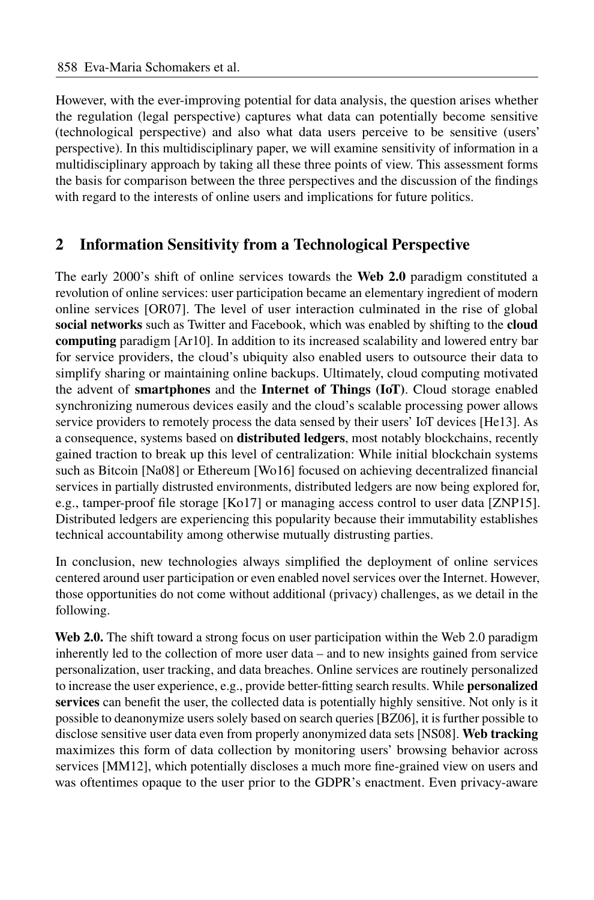However, with the ever-improving potential for data analysis, the question arises whether the regulation (legal perspective) captures what data can potentially become sensitive (technological perspective) and also what data users perceive to be sensitive (users' perspective). In this multidisciplinary paper, we will examine sensitivity of information in a multidisciplinary approach by taking all these three points of view. This assessment forms the basis for comparison between the three perspectives and the discussion of the findings with regard to the interests of online users and implications for future politics.

## 2 Information Sensitivity from a Technological Perspective

The early 2000's shift of online services towards the **Web 2.0** paradigm constituted a revolution of online services: user participation became an elementary ingredient of modern online services [OR07]. The level of user interaction culminated in the rise of global **social networks** such as Twitter and Facebook, which was enabled by shifting to the **cloud computing** paradigm [Ar10]. In addition to its increased scalability and lowered entry bar for service providers, the cloud's ubiquity also enabled users to outsource their data to simplify sharing or maintaining online backups. Ultimately, cloud computing motivated the advent of **smartphones** and the **Internet of Things (IoT)**. Cloud storage enabled synchronizing numerous devices easily and the cloud's scalable processing power allows service providers to remotely process the data sensed by their users' IoT devices [He13]. As a consequence, systems based on **distributed ledgers**, most notably blockchains, recently gained traction to break up this level of centralization: While initial blockchain systems such as Bitcoin [Na08] or Ethereum [Wo16] focused on achieving decentralized financial services in partially distrusted environments, distributed ledgers are now being explored for, e.g., tamper-proof file storage [Ko17] or managing access control to user data [ZNP15]. Distributed ledgers are experiencing this popularity because their immutability establishes technical accountability among otherwise mutually distrusting parties.

In conclusion, new technologies always simplified the deployment of online services centered around user participation or even enabled novel services over the Internet. However, those opportunities do not come without additional (privacy) challenges, as we detail in the following.

**Web 2.0.** The shift toward a strong focus on user participation within the Web 2.0 paradigm inherently led to the collection of more user data – and to new insights gained from service personalization, user tracking, and data breaches. Online services are routinely personalized to increase the user experience, e.g., provide better-fitting search results. While **personalized services** can benefit the user, the collected data is potentially highly sensitive. Not only is it possible to deanonymize users solely based on search queries [BZ06], it is further possible to disclose sensitive user data even from properly anonymized data sets [NS08]. **Web tracking** maximizes this form of data collection by monitoring users' browsing behavior across services [MM12], which potentially discloses a much more fine-grained view on users and was oftentimes opaque to the user prior to the GDPR's enactment. Even privacy-aware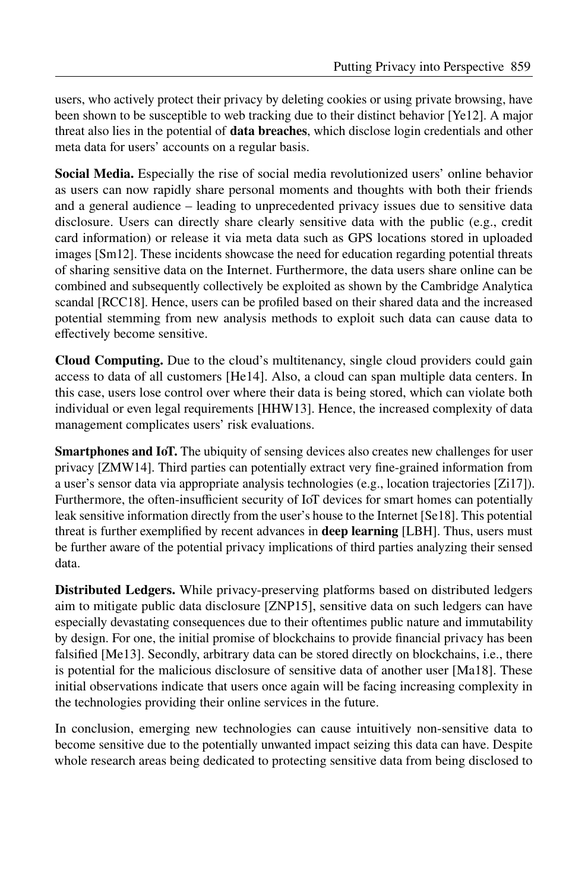users, who actively protect their privacy by deleting cookies or using private browsing, have been shown to be susceptible to web tracking due to their distinct behavior [Ye12]. A major threat also lies in the potential of **data breaches**, which disclose login credentials and other meta data for users' accounts on a regular basis.

**Social Media.** Especially the rise of social media revolutionized users' online behavior as users can now rapidly share personal moments and thoughts with both their friends and a general audience – leading to unprecedented privacy issues due to sensitive data disclosure. Users can directly share clearly sensitive data with the public (e.g., credit card information) or release it via meta data such as GPS locations stored in uploaded images [Sm12]. These incidents showcase the need for education regarding potential threats of sharing sensitive data on the Internet. Furthermore, the data users share online can be combined and subsequently collectively be exploited as shown by the Cambridge Analytica scandal [RCC18]. Hence, users can be profiled based on their shared data and the increased potential stemming from new analysis methods to exploit such data can cause data to effectively become sensitive.

**Cloud Computing.** Due to the cloud's multitenancy, single cloud providers could gain access to data of all customers [He14]. Also, a cloud can span multiple data centers. In this case, users lose control over where their data is being stored, which can violate both individual or even legal requirements [HHW13]. Hence, the increased complexity of data management complicates users' risk evaluations.

**Smartphones and IoT.** The ubiquity of sensing devices also creates new challenges for user privacy [ZMW14]. Third parties can potentially extract very fine-grained information from a user's sensor data via appropriate analysis technologies (e.g., location trajectories [Zi17]). Furthermore, the often-insufficient security of IoT devices for smart homes can potentially leak sensitive information directly from the user's house to the Internet [Se18]. This potential threat is further exemplified by recent advances in **deep learning** [LBH]. Thus, users must be further aware of the potential privacy implications of third parties analyzing their sensed data.

**Distributed Ledgers.** While privacy-preserving platforms based on distributed ledgers aim to mitigate public data disclosure [ZNP15], sensitive data on such ledgers can have especially devastating consequences due to their oftentimes public nature and immutability by design. For one, the initial promise of blockchains to provide financial privacy has been falsified [Me13]. Secondly, arbitrary data can be stored directly on blockchains, i.e., there is potential for the malicious disclosure of sensitive data of another user [Ma18]. These initial observations indicate that users once again will be facing increasing complexity in the technologies providing their online services in the future.

In conclusion, emerging new technologies can cause intuitively non-sensitive data to become sensitive due to the potentially unwanted impact seizing this data can have. Despite whole research areas being dedicated to protecting sensitive data from being disclosed to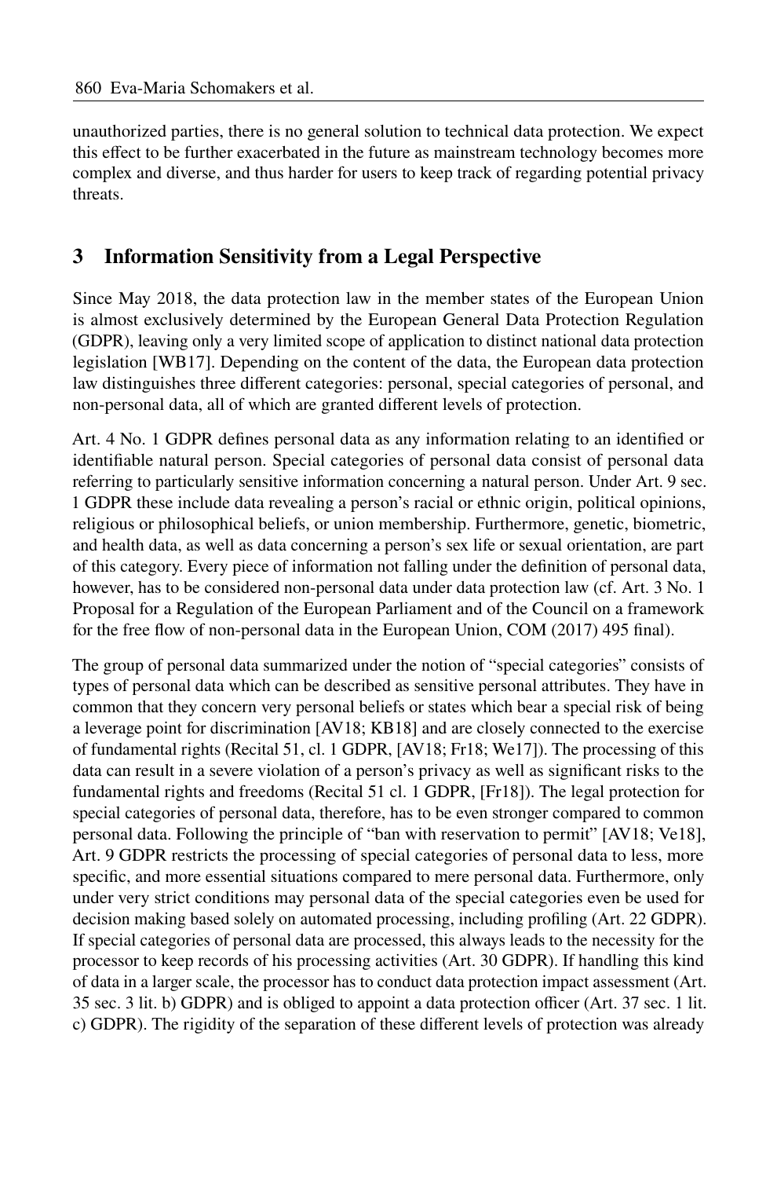unauthorized parties, there is no general solution to technical data protection. We expect this effect to be further exacerbated in the future as mainstream technology becomes more complex and diverse, and thus harder for users to keep track of regarding potential privacy threats.

## 3 Information Sensitivity from a Legal Perspective

Since May 2018, the data protection law in the member states of the European Union is almost exclusively determined by the European General Data Protection Regulation (GDPR), leaving only a very limited scope of application to distinct national data protection legislation [WB17]. Depending on the content of the data, the European data protection law distinguishes three different categories: personal, special categories of personal, and non-personal data, all of which are granted different levels of protection.

Art. 4 No. 1 GDPR defines personal data as any information relating to an identified or identifiable natural person. Special categories of personal data consist of personal data referring to particularly sensitive information concerning a natural person. Under Art. 9 sec. 1 GDPR these include data revealing a person's racial or ethnic origin, political opinions, religious or philosophical beliefs, or union membership. Furthermore, genetic, biometric, and health data, as well as data concerning a person's sex life or sexual orientation, are part of this category. Every piece of information not falling under the definition of personal data, however, has to be considered non-personal data under data protection law (cf. Art. 3 No. 1 Proposal for a Regulation of the European Parliament and of the Council on a framework for the free flow of non-personal data in the European Union, COM (2017) 495 final).

The group of personal data summarized under the notion of "special categories" consists of types of personal data which can be described as sensitive personal attributes. They have in common that they concern very personal beliefs or states which bear a special risk of being a leverage point for discrimination [AV18; KB18] and are closely connected to the exercise of fundamental rights (Recital 51, cl. 1 GDPR, [AV18; Fr18; We17]). The processing of this data can result in a severe violation of a person's privacy as well as significant risks to the fundamental rights and freedoms (Recital 51 cl. 1 GDPR, [Fr18]). The legal protection for special categories of personal data, therefore, has to be even stronger compared to common personal data. Following the principle of "ban with reservation to permit" [AV18; Ve18], Art. 9 GDPR restricts the processing of special categories of personal data to less, more specific, and more essential situations compared to mere personal data. Furthermore, only under very strict conditions may personal data of the special categories even be used for decision making based solely on automated processing, including profiling (Art. 22 GDPR). If special categories of personal data are processed, this always leads to the necessity for the processor to keep records of his processing activities (Art. 30 GDPR). If handling this kind of data in a larger scale, the processor has to conduct data protection impact assessment (Art. 35 sec. 3 lit. b) GDPR) and is obliged to appoint a data protection officer (Art. 37 sec. 1 lit. c) GDPR). The rigidity of the separation of these different levels of protection was already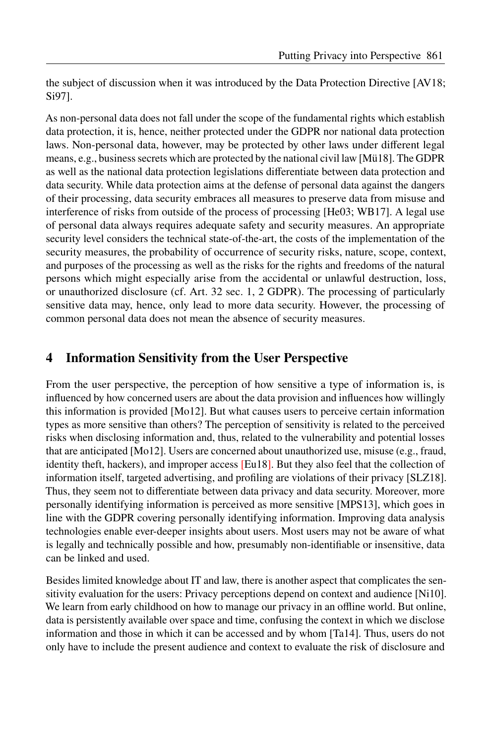the subject of discussion when it was introduced by the Data Protection Directive [AV18; Si97].

As non-personal data does not fall under the scope of the fundamental rights which establish data protection, it is, hence, neither protected under the GDPR nor national data protection laws. Non-personal data, however, may be protected by other laws under different legal means, e.g., business secrets which are protected by the national civil law [Mü18]. The GDPR as well as the national data protection legislations differentiate between data protection and data security. While data protection aims at the defense of personal data against the dangers of their processing, data security embraces all measures to preserve data from misuse and interference of risks from outside of the process of processing [He03; WB17]. A legal use of personal data always requires adequate safety and security measures. An appropriate security level considers the technical state-of-the-art, the costs of the implementation of the security measures, the probability of occurrence of security risks, nature, scope, context, and purposes of the processing as well as the risks for the rights and freedoms of the natural persons which might especially arise from the accidental or unlawful destruction, loss, or unauthorized disclosure (cf. Art. 32 sec. 1, 2 GDPR). The processing of particularly sensitive data may, hence, only lead to more data security. However, the processing of common personal data does not mean the absence of security measures.

## 4 Information Sensitivity from the User Perspective

From the user perspective, the perception of how sensitive a type of information is, is influenced by how concerned users are about the data provision and influences how willingly this information is provided [Mo12]. But what causes users to perceive certain information types as more sensitive than others? The perception of sensitivity is related to the perceived risks when disclosing information and, thus, related to the vulnerability and potential losses that are anticipated [Mo12]. Users are concerned about unauthorized use, misuse (e.g., fraud, identity theft, hackers), and improper access [Eu18]. But they also feel that the collection of information itself, targeted advertising, and profiling are violations of their privacy [SLZ18]. Thus, they seem not to differentiate between data privacy and data security. Moreover, more personally identifying information is perceived as more sensitive [MPS13], which goes in line with the GDPR covering personally identifying information. Improving data analysis technologies enable ever-deeper insights about users. Most users may not be aware of what is legally and technically possible and how, presumably non-identifiable or insensitive, data can be linked and used.

Besides limited knowledge about IT and law, there is another aspect that complicates the sensitivity evaluation for the users: Privacy perceptions depend on context and audience [Ni10]. We learn from early childhood on how to manage our privacy in an offline world. But online, data is persistently available over space and time, confusing the context in which we disclose information and those in which it can be accessed and by whom [Ta14]. Thus, users do not only have to include the present audience and context to evaluate the risk of disclosure and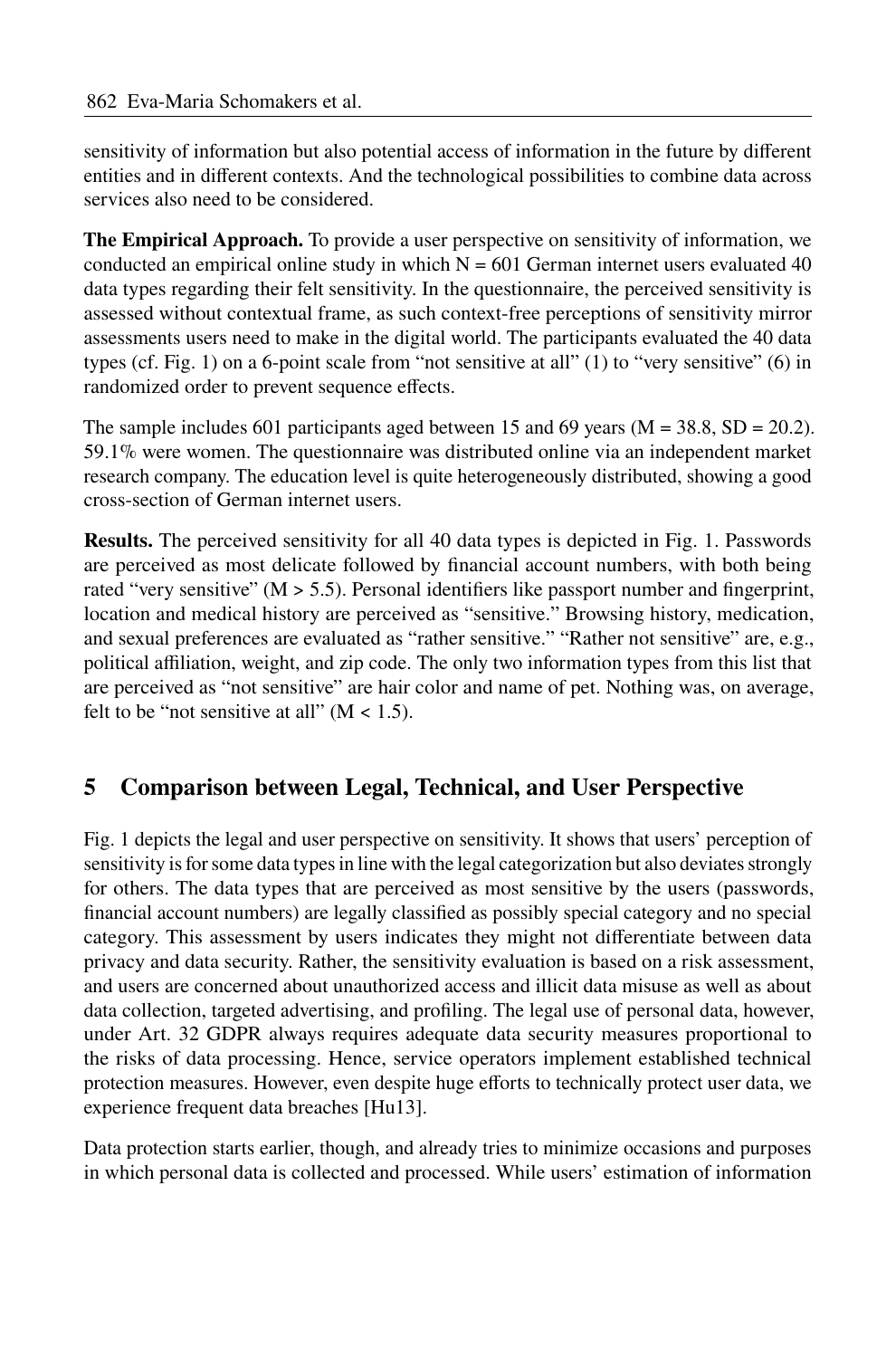sensitivity of information but also potential access of information in the future by different entities and in different contexts. And the technological possibilities to combine data across services also need to be considered.

**The Empirical Approach.** To provide a user perspective on sensitivity of information, we conducted an empirical online study in which N = 601 German internet users evaluated 40 data types regarding their felt sensitivity. In the questionnaire, the perceived sensitivity is assessed without contextual frame, as such context-free perceptions of sensitivity mirror assessments users need to make in the digital world. The participants evaluated the 40 data types (cf. Fig. 1) on a 6-point scale from "not sensitive at all" (1) to "very sensitive" (6) in randomized order to prevent sequence effects.

The sample includes 601 participants aged between 15 and 69 years (M = 38.8, SD = 20.2). 59.1% were women. The questionnaire was distributed online via an independent market research company. The education level is quite heterogeneously distributed, showing a good cross-section of German internet users.

**Results.** The perceived sensitivity for all 40 data types is depicted in Fig. 1. Passwords are perceived as most delicate followed by financial account numbers, with both being rated "very sensitive" (M > 5.5). Personal identifiers like passport number and fingerprint, location and medical history are perceived as "sensitive." Browsing history, medication, and sexual preferences are evaluated as "rather sensitive." "Rather not sensitive" are, e.g., political affiliation, weight, and zip code. The only two information types from this list that are perceived as "not sensitive" are hair color and name of pet. Nothing was, on average, felt to be "not sensitive at all" (M < 1.5).

## 5 Comparison between Legal, Technical, and User Perspective

Fig. 1 depicts the legal and user perspective on sensitivity. It shows that users' perception of sensitivity is for some data types in line with the legal categorization but also deviates strongly for others. The data types that are perceived as most sensitive by the users (passwords, financial account numbers) are legally classified as possibly special category and no special category. This assessment by users indicates they might not differentiate between data privacy and data security. Rather, the sensitivity evaluation is based on a risk assessment, and users are concerned about unauthorized access and illicit data misuse as well as about data collection, targeted advertising, and profiling. The legal use of personal data, however, under Art. 32 GDPR always requires adequate data security measures proportional to the risks of data processing. Hence, service operators implement established technical protection measures. However, even despite huge efforts to technically protect user data, we experience frequent data breaches [Hu13].

Data protection starts earlier, though, and already tries to minimize occasions and purposes in which personal data is collected and processed. While users' estimation of information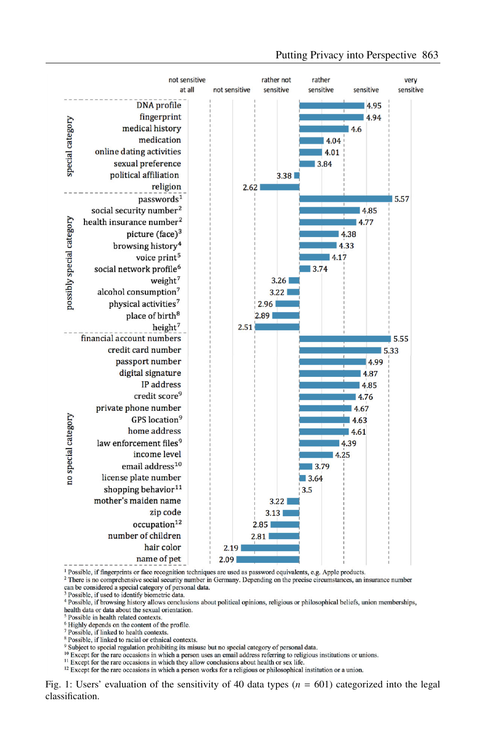| Category | Data type | Mean sensitivity |
|---|---|---|
| special category | DNA profile | 4.95 |
| special category | fingerprint | 4.94 |
| special category | medical history | 4.6 |
| special category | medication | 4.04 |
| special category | online dating activities | 4.01 |
| special category | sexual preference | 3.84 |
| special category | political affiliation | 3.38 |
| special category | religion | 2.62 |
| possibly special category | passwords[1] | 5.57 |
| possibly special category | social security number[2] | 4.85 |
| possibly special category | health insurance number[2] | 4.77 |
| possibly special category | picture (face)[3] | 4.38 |
| possibly special category | browsing history[4] | 4.33 |
| possibly special category | voice print[5] | 4.17 |
| possibly special category | social network profile[6] | 3.74 |
| possibly special category | weight[7] | 3.26 |
| possibly special category | alcohol consumption[7] | 3.22 |
| possibly special category | physical activities[7] | 2.96 |
| possibly special category | place of birth[8] | 2.89 |
| possibly special category | height[7] | 2.51 |
| no special category | financial account numbers | 5.55 |
| no special category | credit card number | 5.33 |
| no special category | passport number | 4.99 |
| no special category | digital signature | 4.87 |
| no special category | IP address | 4.85 |
| no special category | credit score[9] | 4.76 |
| no special category | private phone number | 4.67 |
| no special category | GPS location[9] | 4.63 |
| no special category | home address | 4.61 |
| no special category | law enforcement files[9] | 4.39 |
| no special category | income level | 4.25 |
| no special category | email address[10] | 3.79 |
| no special category | license plate number | 3.64 |
| no special category | shopping behavior[11] | 3.5 |
| no special category | mother's maiden name | 3.22 |
| no special category | zip code | 3.13 |
| no special category | occupation[12] | 2.85 |
| no special category | number of children | 2.81 |
| no special category | hair color | 2.19 |
| no special category | name of pet | 2.09 |

Scale: not sensitive at all – not sensitive – rather not sensitive – rather sensitive – sensitive – very sensitive

[1] Possible, if fingerprints or face recognition techniques are used as password equivalents, e.g. Apple products.
[2] There is no comprehensive social security number in Germany. Depending on the precise circumstances, an insurance number can be considered a special category of personal data.
[3] Possible, if used to identify biometric data.
[4] Possible, if browsing history allows conclusions about political opinions, religious or philosophical beliefs, union memberships, health data or data about the sexual orientation.
[5] Possible in health related contexts.
[6] Highly depends on the content of the profile.
[7] Possible, if linked to health contexts.
[8] Possible, if linked to racial or ethnical contexts.
[9] Subject to special regulation prohibiting its misuse but no special category of personal data.
[10] Except for the rare occasions in which a person uses an email address referring to religious institutions or unions.
[11] Except for the rare occasions in which shopping behavior allow conclusions about health or sex life.
[12] Except for the rare occasions in which a person works for a religious or philosophical institution or a union.

Fig. 1: Users' evaluation of the sensitivity of 40 data types ($n$ = 601) categorized into the legal classification.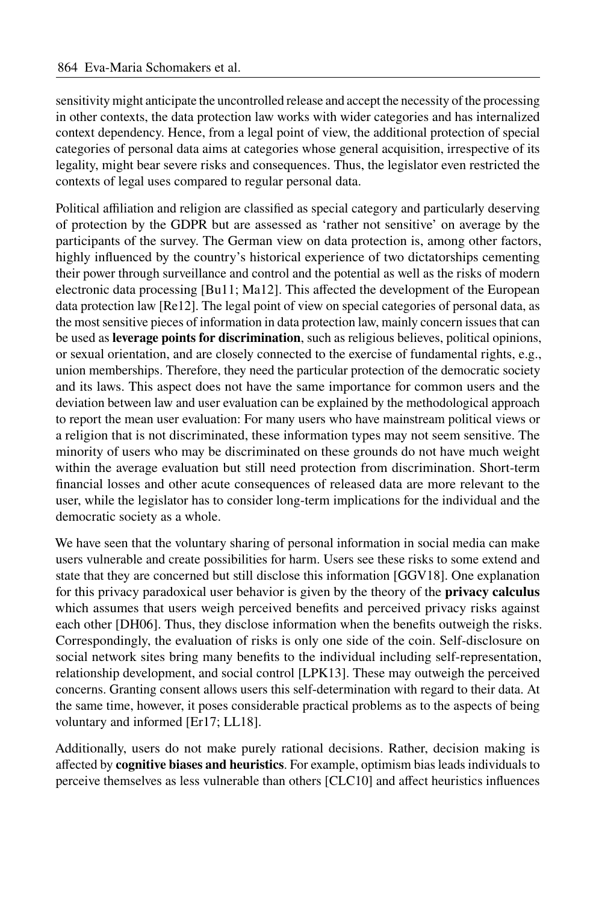sensitivity might anticipate the uncontrolled release and accept the necessity of the processing in other contexts, the data protection law works with wider categories and has internalized context dependency. Hence, from a legal point of view, the additional protection of special categories of personal data aims at categories whose general acquisition, irrespective of its legality, might bear severe risks and consequences. Thus, the legislator even restricted the contexts of legal uses compared to regular personal data.

Political affiliation and religion are classified as special category and particularly deserving of protection by the GDPR but are assessed as 'rather not sensitive' on average by the participants of the survey. The German view on data protection is, among other factors, highly influenced by the country's historical experience of two dictatorships cementing their power through surveillance and control and the potential as well as the risks of modern electronic data processing [Bu11; Ma12]. This affected the development of the European data protection law [Re12]. The legal point of view on special categories of personal data, as the most sensitive pieces of information in data protection law, mainly concern issues that can be used as **leverage points for discrimination**, such as religious believes, political opinions, or sexual orientation, and are closely connected to the exercise of fundamental rights, e.g., union memberships. Therefore, they need the particular protection of the democratic society and its laws. This aspect does not have the same importance for common users and the deviation between law and user evaluation can be explained by the methodological approach to report the mean user evaluation: For many users who have mainstream political views or a religion that is not discriminated, these information types may not seem sensitive. The minority of users who may be discriminated on these grounds do not have much weight within the average evaluation but still need protection from discrimination. Short-term financial losses and other acute consequences of released data are more relevant to the user, while the legislator has to consider long-term implications for the individual and the democratic society as a whole.

We have seen that the voluntary sharing of personal information in social media can make users vulnerable and create possibilities for harm. Users see these risks to some extend and state that they are concerned but still disclose this information [GGV18]. One explanation for this privacy paradoxical user behavior is given by the theory of the **privacy calculus** which assumes that users weigh perceived benefits and perceived privacy risks against each other [DH06]. Thus, they disclose information when the benefits outweigh the risks. Correspondingly, the evaluation of risks is only one side of the coin. Self-disclosure on social network sites bring many benefits to the individual including self-representation, relationship development, and social control [LPK13]. These may outweigh the perceived concerns. Granting consent allows users this self-determination with regard to their data. At the same time, however, it poses considerable practical problems as to the aspects of being voluntary and informed [Er17; LL18].

Additionally, users do not make purely rational decisions. Rather, decision making is affected by **cognitive biases and heuristics**. For example, optimism bias leads individuals to perceive themselves as less vulnerable than others [CLC10] and affect heuristics influences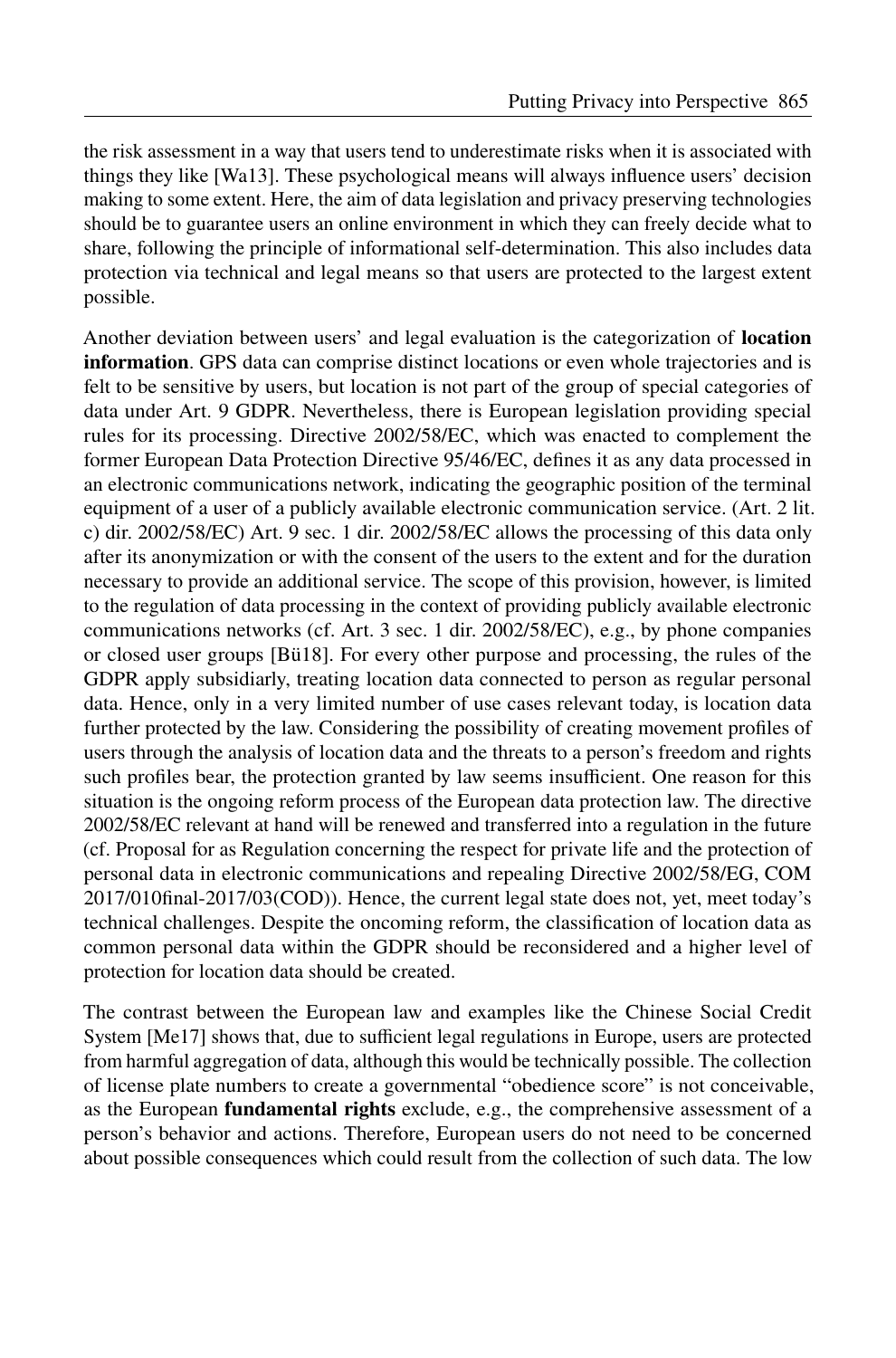the risk assessment in a way that users tend to underestimate risks when it is associated with things they like [Wa13]. These psychological means will always influence users' decision making to some extent. Here, the aim of data legislation and privacy preserving technologies should be to guarantee users an online environment in which they can freely decide what to share, following the principle of informational self-determination. This also includes data protection via technical and legal means so that users are protected to the largest extent possible.

Another deviation between users' and legal evaluation is the categorization of **location information**. GPS data can comprise distinct locations or even whole trajectories and is felt to be sensitive by users, but location is not part of the group of special categories of data under Art. 9 GDPR. Nevertheless, there is European legislation providing special rules for its processing. Directive 2002/58/EC, which was enacted to complement the former European Data Protection Directive 95/46/EC, defines it as any data processed in an electronic communications network, indicating the geographic position of the terminal equipment of a user of a publicly available electronic communication service. (Art. 2 lit. c) dir. 2002/58/EC) Art. 9 sec. 1 dir. 2002/58/EC allows the processing of this data only after its anonymization or with the consent of the users to the extent and for the duration necessary to provide an additional service. The scope of this provision, however, is limited to the regulation of data processing in the context of providing publicly available electronic communications networks (cf. Art. 3 sec. 1 dir. 2002/58/EC), e.g., by phone companies or closed user groups [Bü18]. For every other purpose and processing, the rules of the GDPR apply subsidiarly, treating location data connected to person as regular personal data. Hence, only in a very limited number of use cases relevant today, is location data further protected by the law. Considering the possibility of creating movement profiles of users through the analysis of location data and the threats to a person's freedom and rights such profiles bear, the protection granted by law seems insufficient. One reason for this situation is the ongoing reform process of the European data protection law. The directive 2002/58/EC relevant at hand will be renewed and transferred into a regulation in the future (cf. Proposal for as Regulation concerning the respect for private life and the protection of personal data in electronic communications and repealing Directive 2002/58/EG, COM 2017/010final-2017/03(COD)). Hence, the current legal state does not, yet, meet today's technical challenges. Despite the oncoming reform, the classification of location data as common personal data within the GDPR should be reconsidered and a higher level of protection for location data should be created.

The contrast between the European law and examples like the Chinese Social Credit System [Me17] shows that, due to sufficient legal regulations in Europe, users are protected from harmful aggregation of data, although this would be technically possible. The collection of license plate numbers to create a governmental "obedience score" is not conceivable, as the European **fundamental rights** exclude, e.g., the comprehensive assessment of a person's behavior and actions. Therefore, European users do not need to be concerned about possible consequences which could result from the collection of such data. The low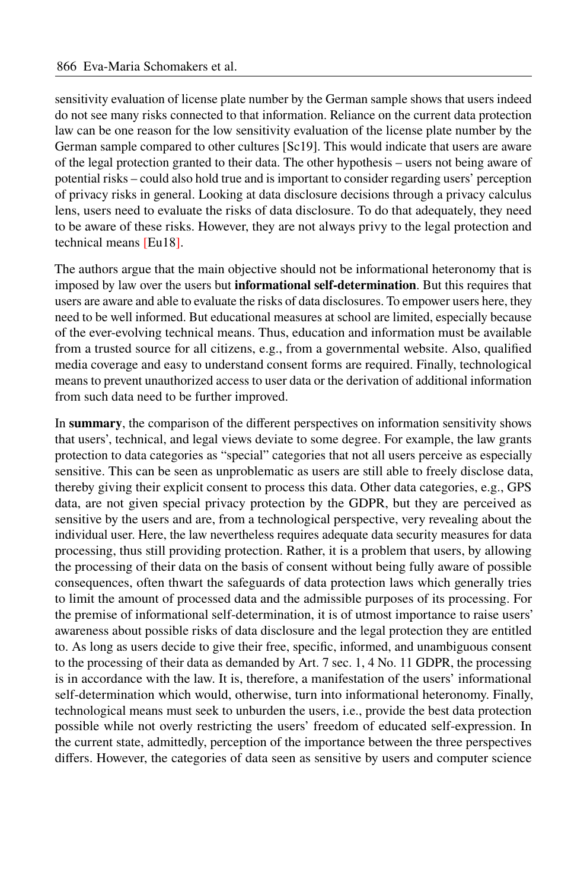sensitivity evaluation of license plate number by the German sample shows that users indeed do not see many risks connected to that information. Reliance on the current data protection law can be one reason for the low sensitivity evaluation of the license plate number by the German sample compared to other cultures [Sc19]. This would indicate that users are aware of the legal protection granted to their data. The other hypothesis – users not being aware of potential risks – could also hold true and is important to consider regarding users' perception of privacy risks in general. Looking at data disclosure decisions through a privacy calculus lens, users need to evaluate the risks of data disclosure. To do that adequately, they need to be aware of these risks. However, they are not always privy to the legal protection and technical means [Eu18].

The authors argue that the main objective should not be informational heteronomy that is imposed by law over the users but **informational self-determination**. But this requires that users are aware and able to evaluate the risks of data disclosures. To empower users here, they need to be well informed. But educational measures at school are limited, especially because of the ever-evolving technical means. Thus, education and information must be available from a trusted source for all citizens, e.g., from a governmental website. Also, qualified media coverage and easy to understand consent forms are required. Finally, technological means to prevent unauthorized access to user data or the derivation of additional information from such data need to be further improved.

In **summary**, the comparison of the different perspectives on information sensitivity shows that users', technical, and legal views deviate to some degree. For example, the law grants protection to data categories as "special" categories that not all users perceive as especially sensitive. This can be seen as unproblematic as users are still able to freely disclose data, thereby giving their explicit consent to process this data. Other data categories, e.g., GPS data, are not given special privacy protection by the GDPR, but they are perceived as sensitive by the users and are, from a technological perspective, very revealing about the individual user. Here, the law nevertheless requires adequate data security measures for data processing, thus still providing protection. Rather, it is a problem that users, by allowing the processing of their data on the basis of consent without being fully aware of possible consequences, often thwart the safeguards of data protection laws which generally tries to limit the amount of processed data and the admissible purposes of its processing. For the premise of informational self-determination, it is of utmost importance to raise users' awareness about possible risks of data disclosure and the legal protection they are entitled to. As long as users decide to give their free, specific, informed, and unambiguous consent to the processing of their data as demanded by Art. 7 sec. 1, 4 No. 11 GDPR, the processing is in accordance with the law. It is, therefore, a manifestation of the users' informational self-determination which would, otherwise, turn into informational heteronomy. Finally, technological means must seek to unburden the users, i.e., provide the best data protection possible while not overly restricting the users' freedom of educated self-expression. In the current state, admittedly, perception of the importance between the three perspectives differs. However, the categories of data seen as sensitive by users and computer science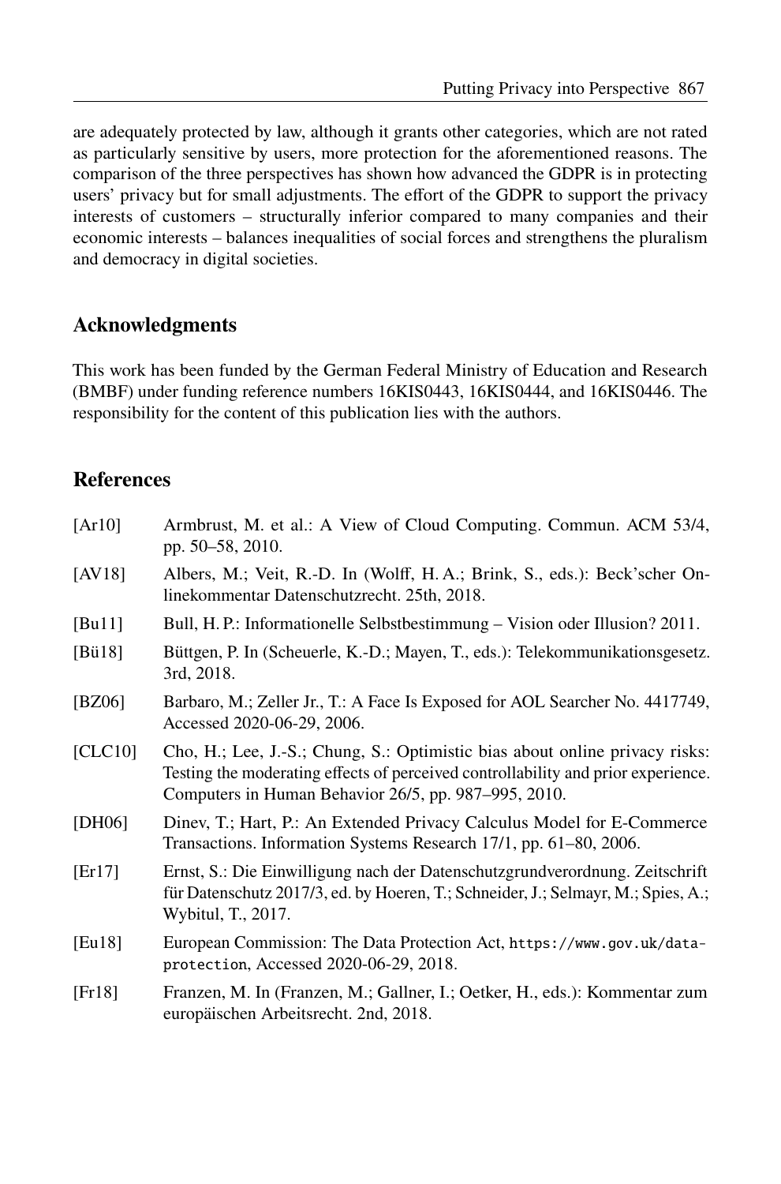are adequately protected by law, although it grants other categories, which are not rated as particularly sensitive by users, more protection for the aforementioned reasons. The comparison of the three perspectives has shown how advanced the GDPR is in protecting users' privacy but for small adjustments. The effort of the GDPR to support the privacy interests of customers – structurally inferior compared to many companies and their economic interests – balances inequalities of social forces and strengthens the pluralism and democracy in digital societies.

## Acknowledgments

This work has been funded by the German Federal Ministry of Education and Research (BMBF) under funding reference numbers 16KIS0443, 16KIS0444, and 16KIS0446. The responsibility for the content of this publication lies with the authors.

## References

[Ar10] Armbrust, M. et al.: A View of Cloud Computing. Commun. ACM 53/4, pp. 50–58, 2010.

[AV18] Albers, M.; Veit, R.-D. In (Wolff, H. A.; Brink, S., eds.): Beck'scher Onlinekommentar Datenschutzrecht. 25th, 2018.

[Bu11] Bull, H. P.: Informationelle Selbstbestimmung – Vision oder Illusion? 2011.

[Bü18] Büttgen, P. In (Scheuerle, K.-D.; Mayen, T., eds.): Telekommunikationsgesetz. 3rd, 2018.

[BZ06] Barbaro, M.; Zeller Jr., T.: A Face Is Exposed for AOL Searcher No. 4417749, Accessed 2020-06-29, 2006.

[CLC10] Cho, H.; Lee, J.-S.; Chung, S.: Optimistic bias about online privacy risks: Testing the moderating effects of perceived controllability and prior experience. Computers in Human Behavior 26/5, pp. 987–995, 2010.

[DH06] Dinev, T.; Hart, P.: An Extended Privacy Calculus Model for E-Commerce Transactions. Information Systems Research 17/1, pp. 61–80, 2006.

[Er17] Ernst, S.: Die Einwilligung nach der Datenschutzgrundverordnung. Zeitschrift für Datenschutz 2017/3, ed. by Hoeren, T.; Schneider, J.; Selmayr, M.; Spies, A.; Wybitul, T., 2017.

[Eu18] European Commission: The Data Protection Act, https://www.gov.uk/data-protection, Accessed 2020-06-29, 2018.

[Fr18] Franzen, M. In (Franzen, M.; Gallner, I.; Oetker, H., eds.): Kommentar zum europäischen Arbeitsrecht. 2nd, 2018.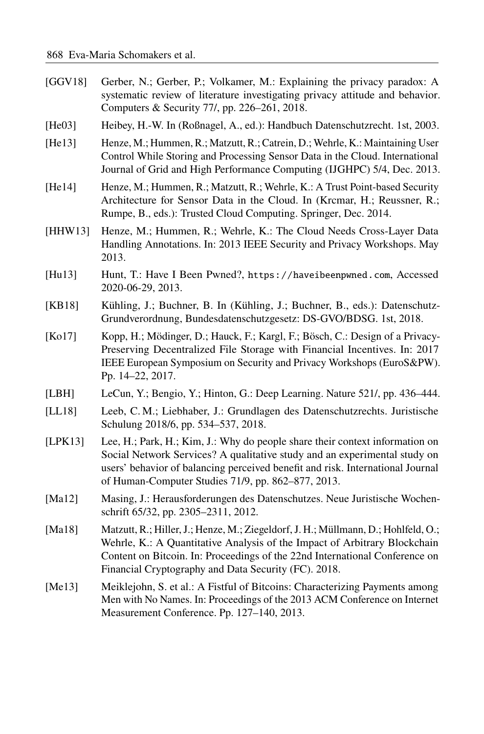[GGV18] Gerber, N.; Gerber, P.; Volkamer, M.: Explaining the privacy paradox: A systematic review of literature investigating privacy attitude and behavior. Computers & Security 77/, pp. 226–261, 2018.

[He03] Heibey, H.-W. In (Roßnagel, A., ed.): Handbuch Datenschutzrecht. 1st, 2003.

[He13] Henze, M.; Hummen, R.; Matzutt, R.; Catrein, D.; Wehrle, K.: Maintaining User Control While Storing and Processing Sensor Data in the Cloud. International Journal of Grid and High Performance Computing (IJGHPC) 5/4, Dec. 2013.

[He14] Henze, M.; Hummen, R.; Matzutt, R.; Wehrle, K.: A Trust Point-based Security Architecture for Sensor Data in the Cloud. In (Krcmar, H.; Reussner, R.; Rumpe, B., eds.): Trusted Cloud Computing. Springer, Dec. 2014.

[HHW13] Henze, M.; Hummen, R.; Wehrle, K.: The Cloud Needs Cross-Layer Data Handling Annotations. In: 2013 IEEE Security and Privacy Workshops. May 2013.

[Hu13] Hunt, T.: Have I Been Pwned?, `https://haveibeenpwned.com`, Accessed 2020-06-29, 2013.

[KB18] Kühling, J.; Buchner, B. In (Kühling, J.; Buchner, B., eds.): Datenschutz-Grundverordnung, Bundesdatenschutzgesetz: DS-GVO/BDSG. 1st, 2018.

[Ko17] Kopp, H.; Mödinger, D.; Hauck, F.; Kargl, F.; Bösch, C.: Design of a Privacy-Preserving Decentralized File Storage with Financial Incentives. In: 2017 IEEE European Symposium on Security and Privacy Workshops (EuroS&PW). Pp. 14–22, 2017.

[LBH] LeCun, Y.; Bengio, Y.; Hinton, G.: Deep Learning. Nature 521/, pp. 436–444.

[LL18] Leeb, C. M.; Liebhaber, J.: Grundlagen des Datenschutzrechts. Juristische Schulung 2018/6, pp. 534–537, 2018.

[LPK13] Lee, H.; Park, H.; Kim, J.: Why do people share their context information on Social Network Services? A qualitative study and an experimental study on users' behavior of balancing perceived benefit and risk. International Journal of Human-Computer Studies 71/9, pp. 862–877, 2013.

[Ma12] Masing, J.: Herausforderungen des Datenschutzes. Neue Juristische Wochenschrift 65/32, pp. 2305–2311, 2012.

[Ma18] Matzutt, R.; Hiller, J.; Henze, M.; Ziegeldorf, J. H.; Müllmann, D.; Hohlfeld, O.; Wehrle, K.: A Quantitative Analysis of the Impact of Arbitrary Blockchain Content on Bitcoin. In: Proceedings of the 22nd International Conference on Financial Cryptography and Data Security (FC). 2018.

[Me13] Meiklejohn, S. et al.: A Fistful of Bitcoins: Characterizing Payments among Men with No Names. In: Proceedings of the 2013 ACM Conference on Internet Measurement Conference. Pp. 127–140, 2013.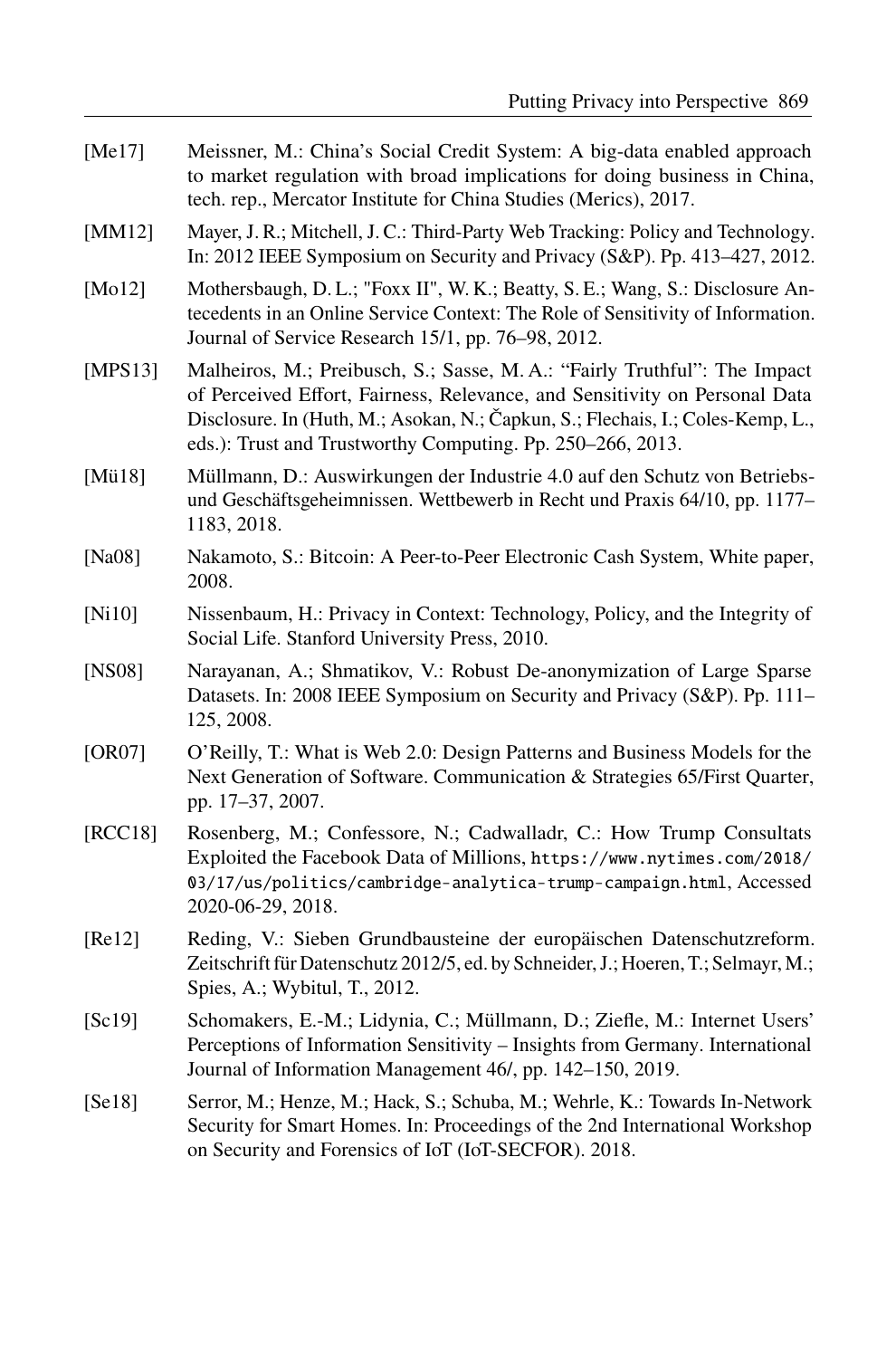[Me17] Meissner, M.: China's Social Credit System: A big-data enabled approach to market regulation with broad implications for doing business in China, tech. rep., Mercator Institute for China Studies (Merics), 2017.

[MM12] Mayer, J. R.; Mitchell, J. C.: Third-Party Web Tracking: Policy and Technology. In: 2012 IEEE Symposium on Security and Privacy (S&P). Pp. 413–427, 2012.

[Mo12] Mothersbaugh, D. L.; "Foxx II", W. K.; Beatty, S. E.; Wang, S.: Disclosure Antecedents in an Online Service Context: The Role of Sensitivity of Information. Journal of Service Research 15/1, pp. 76–98, 2012.

[MPS13] Malheiros, M.; Preibusch, S.; Sasse, M. A.: "Fairly Truthful": The Impact of Perceived Effort, Fairness, Relevance, and Sensitivity on Personal Data Disclosure. In (Huth, M.; Asokan, N.; Čapkun, S.; Flechais, I.; Coles-Kemp, L., eds.): Trust and Trustworthy Computing. Pp. 250–266, 2013.

[Mü18] Müllmann, D.: Auswirkungen der Industrie 4.0 auf den Schutz von Betriebs- und Geschäftsgeheimnissen. Wettbewerb in Recht und Praxis 64/10, pp. 1177–1183, 2018.

[Na08] Nakamoto, S.: Bitcoin: A Peer-to-Peer Electronic Cash System, White paper, 2008.

[Ni10] Nissenbaum, H.: Privacy in Context: Technology, Policy, and the Integrity of Social Life. Stanford University Press, 2010.

[NS08] Narayanan, A.; Shmatikov, V.: Robust De-anonymization of Large Sparse Datasets. In: 2008 IEEE Symposium on Security and Privacy (S&P). Pp. 111–125, 2008.

[OR07] O'Reilly, T.: What is Web 2.0: Design Patterns and Business Models for the Next Generation of Software. Communication & Strategies 65/First Quarter, pp. 17–37, 2007.

[RCC18] Rosenberg, M.; Confessore, N.; Cadwalladr, C.: How Trump Consultats Exploited the Facebook Data of Millions, https://www.nytimes.com/2018/03/17/us/politics/cambridge-analytica-trump-campaign.html, Accessed 2020-06-29, 2018.

[Re12] Reding, V.: Sieben Grundbausteine der europäischen Datenschutzreform. Zeitschrift für Datenschutz 2012/5, ed. by Schneider, J.; Hoeren, T.; Selmayr, M.; Spies, A.; Wybitul, T., 2012.

[Sc19] Schomakers, E.-M.; Lidynia, C.; Müllmann, D.; Ziefle, M.: Internet Users' Perceptions of Information Sensitivity – Insights from Germany. International Journal of Information Management 46/, pp. 142–150, 2019.

[Se18] Serror, M.; Henze, M.; Hack, S.; Schuba, M.; Wehrle, K.: Towards In-Network Security for Smart Homes. In: Proceedings of the 2nd International Workshop on Security and Forensics of IoT (IoT-SECFOR). 2018.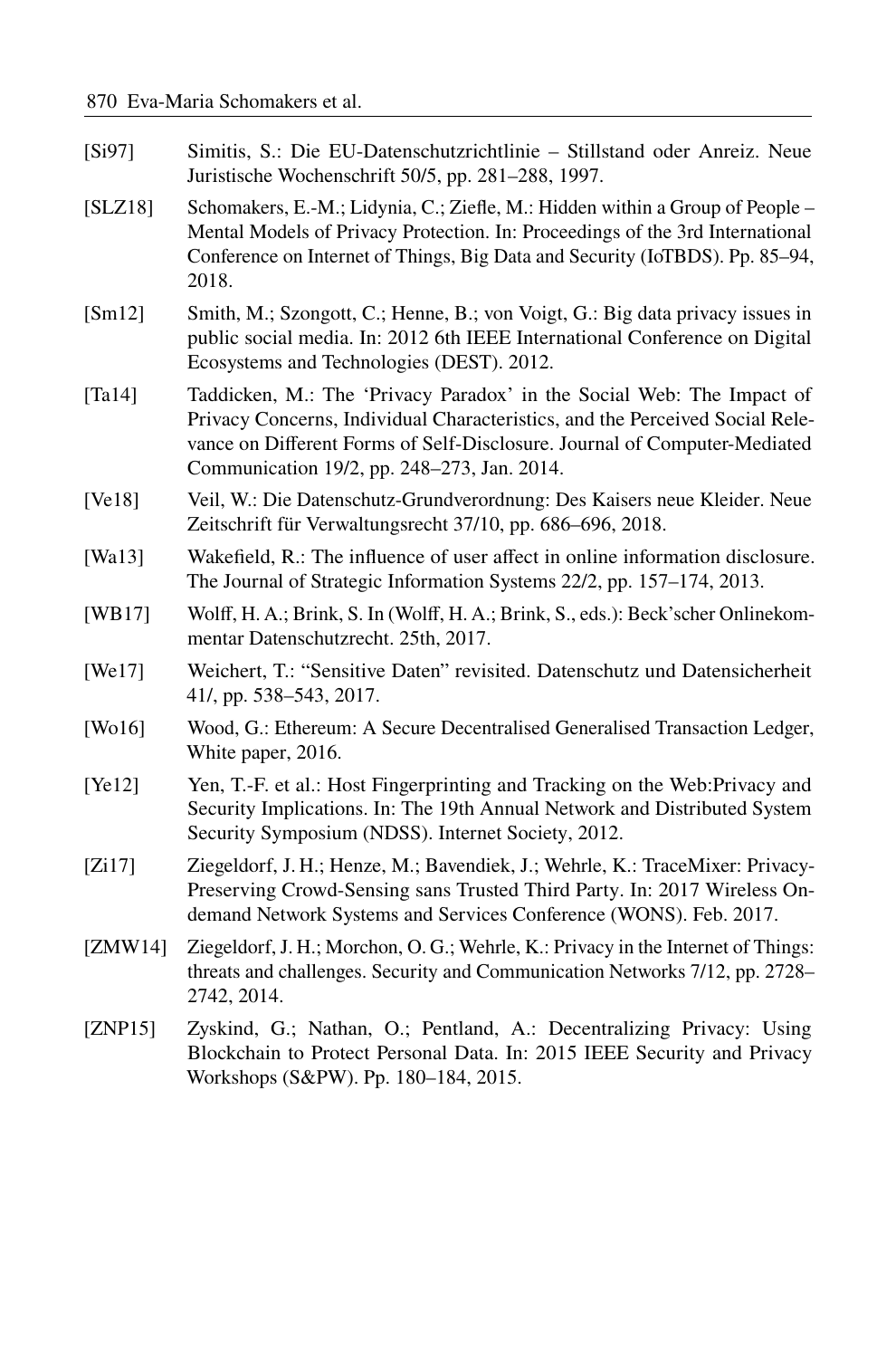[Si97] Simitis, S.: Die EU-Datenschutzrichtlinie – Stillstand oder Anreiz. Neue Juristische Wochenschrift 50/5, pp. 281–288, 1997.

[SLZ18] Schomakers, E.-M.; Lidynia, C.; Ziefle, M.: Hidden within a Group of People – Mental Models of Privacy Protection. In: Proceedings of the 3rd International Conference on Internet of Things, Big Data and Security (IoTBDS). Pp. 85–94, 2018.

[Sm12] Smith, M.; Szongott, C.; Henne, B.; von Voigt, G.: Big data privacy issues in public social media. In: 2012 6th IEEE International Conference on Digital Ecosystems and Technologies (DEST). 2012.

[Ta14] Taddicken, M.: The 'Privacy Paradox' in the Social Web: The Impact of Privacy Concerns, Individual Characteristics, and the Perceived Social Relevance on Different Forms of Self-Disclosure. Journal of Computer-Mediated Communication 19/2, pp. 248–273, Jan. 2014.

[Ve18] Veil, W.: Die Datenschutz-Grundverordnung: Des Kaisers neue Kleider. Neue Zeitschrift für Verwaltungsrecht 37/10, pp. 686–696, 2018.

[Wa13] Wakefield, R.: The influence of user affect in online information disclosure. The Journal of Strategic Information Systems 22/2, pp. 157–174, 2013.

[WB17] Wolff, H. A.; Brink, S. In (Wolff, H. A.; Brink, S., eds.): Beck'scher Onlinekommentar Datenschutzrecht. 25th, 2017.

[We17] Weichert, T.: "Sensitive Daten" revisited. Datenschutz und Datensicherheit 41/, pp. 538–543, 2017.

[Wo16] Wood, G.: Ethereum: A Secure Decentralised Generalised Transaction Ledger, White paper, 2016.

[Ye12] Yen, T.-F. et al.: Host Fingerprinting and Tracking on the Web:Privacy and Security Implications. In: The 19th Annual Network and Distributed System Security Symposium (NDSS). Internet Society, 2012.

[Zi17] Ziegeldorf, J. H.; Henze, M.; Bavendiek, J.; Wehrle, K.: TraceMixer: Privacy-Preserving Crowd-Sensing sans Trusted Third Party. In: 2017 Wireless On-demand Network Systems and Services Conference (WONS). Feb. 2017.

[ZMW14] Ziegeldorf, J. H.; Morchon, O. G.; Wehrle, K.: Privacy in the Internet of Things: threats and challenges. Security and Communication Networks 7/12, pp. 2728–2742, 2014.

[ZNP15] Zyskind, G.; Nathan, O.; Pentland, A.: Decentralizing Privacy: Using Blockchain to Protect Personal Data. In: 2015 IEEE Security and Privacy Workshops (S&PW). Pp. 180–184, 2015.